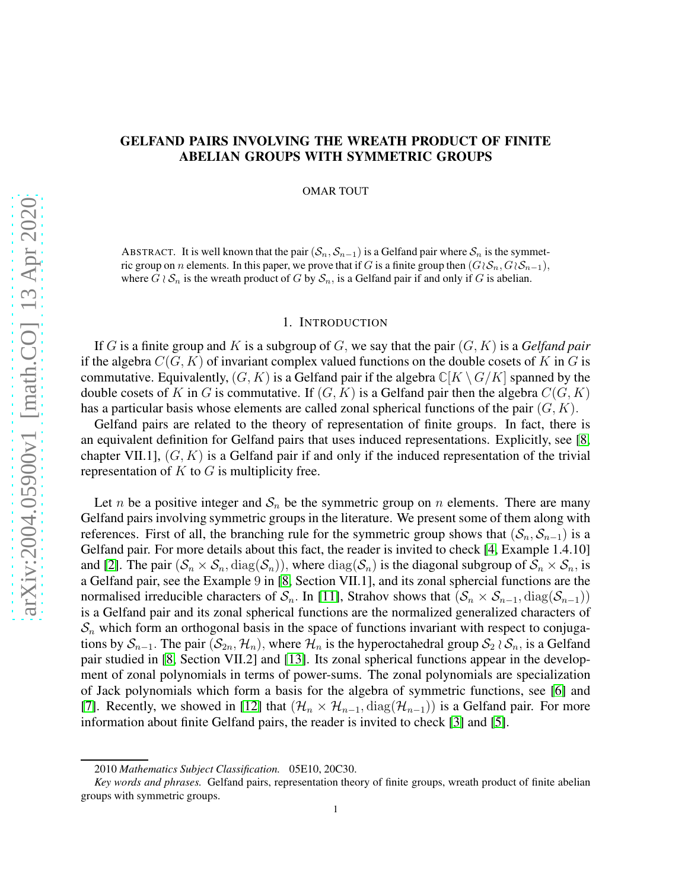# GELFAND PAIRS INVOLVING THE WREATH PRODUCT OF FINITE ABELIAN GROUPS WITH SYMMETRIC GROUPS

OMAR TOUT

ABSTRACT. It is well known that the pair $(\mathcal{S}_n, \mathcal{S}_{n-1})$ is a Gelfand pair where $\mathcal{S}_n$ is the symmetric group on $n$ elements. In this paper, we prove that if $G$ is a finite group then $(G \wr \mathcal{S}_n, G \wr \mathcal{S}_{n-1})$, where $G \wr \mathcal{S}_n$ is the wreath product of $G$ by $\mathcal{S}_n$, is a Gelfand pair if and only if $G$ is abelian.

## 1. INTRODUCTION

If $G$ is a finite group and $K$ is a subgroup of $G$, we say that the pair $(G, K)$ is a *Gelfand pair* if the algebra $C(G, K)$ of invariant complex valued functions on the double cosets of $K$ in $G$ is commutative. Equivalently, $(G, K)$ is a Gelfand pair if the algebra $\mathbb{C}[K \setminus G/K]$ spanned by the double cosets of $K$ in $G$ is commutative. If $(G, K)$ is a Gelfand pair then the algebra $C(G, K)$ has a particular basis whose elements are called zonal spherical functions of the pair $(G, K)$.

Gelfand pairs are related to the theory of representation of finite groups. In fact, there is an equivalent definition for Gelfand pairs that uses induced representations. Explicitly, see [8, chapter VII.1], $(G, K)$ is a Gelfand pair if and only if the induced representation of the trivial representation of $K$ to $G$ is multiplicity free.

Let $n$ be a positive integer and $\mathcal{S}_n$ be the symmetric group on $n$ elements. There are many Gelfand pairs involving symmetric groups in the literature. We present some of them along with references. First of all, the branching rule for the symmetric group shows that $(\mathcal{S}_n, \mathcal{S}_{n-1})$ is a Gelfand pair. For more details about this fact, the reader is invited to check [4, Example 1.4.10] and [2]. The pair $(\mathcal{S}_n \times \mathcal{S}_n, \mathrm{diag}(\mathcal{S}_n))$, where $\mathrm{diag}(\mathcal{S}_n)$ is the diagonal subgroup of $\mathcal{S}_n \times \mathcal{S}_n$, is a Gelfand pair, see the Example 9 in [8, Section VII.1], and its zonal sphercial functions are the normalised irreducible characters of $\mathcal{S}_n$. In [11], Strahov shows that $(\mathcal{S}_n \times \mathcal{S}_{n-1}, \mathrm{diag}(\mathcal{S}_{n-1}))$ is a Gelfand pair and its zonal spherical functions are the normalized generalized characters of $\mathcal{S}_n$ which form an orthogonal basis in the space of functions invariant with respect to conjugations by $\mathcal{S}_{n-1}$. The pair $(\mathcal{S}_{2n}, \mathcal{H}_n)$, where $\mathcal{H}_n$ is the hyperoctahedral group $\mathcal{S}_2 \wr \mathcal{S}_n$, is a Gelfand pair studied in [8, Section VII.2] and [13]. Its zonal spherical functions appear in the development of zonal polynomials in terms of power-sums. The zonal polynomials are specialization of Jack polynomials which form a basis for the algebra of symmetric functions, see [6] and [7]. Recently, we showed in [12] that $(\mathcal{H}_n \times \mathcal{H}_{n-1}, \mathrm{diag}(\mathcal{H}_{n-1}))$ is a Gelfand pair. For more information about finite Gelfand pairs, the reader is invited to check [3] and [5].

---

2010 *Mathematics Subject Classification.* 05E10, 20C30.

*Key words and phrases.* Gelfand pairs, representation theory of finite groups, wreath product of finite abelian groups with symmetric groups.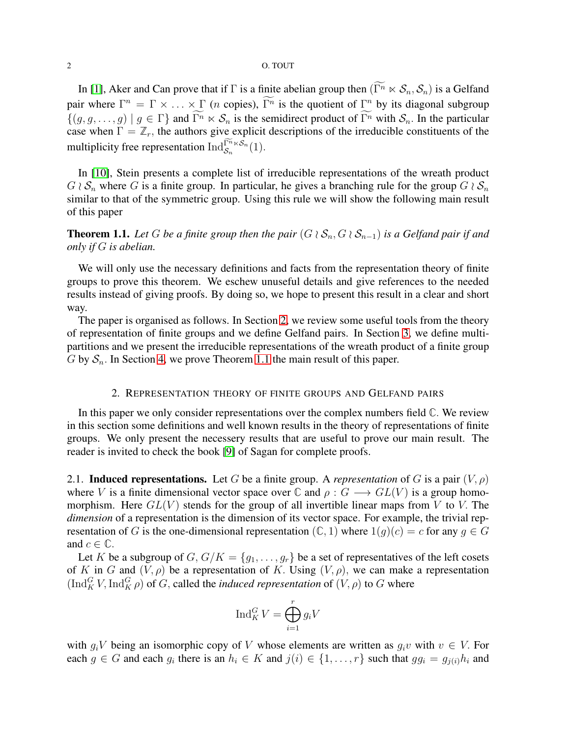In [1], Aker and Can prove that if $\Gamma$ is a finite abelian group then $(\widetilde{\Gamma^n} \ltimes \mathcal{S}_n, \mathcal{S}_n)$ is a Gelfand pair where $\Gamma^n = \Gamma \times \ldots \times \Gamma$ ($n$ copies), $\widetilde{\Gamma^n}$ is the quotient of $\Gamma^n$ by its diagonal subgroup $\{(g, g, \ldots, g) \mid g \in \Gamma\}$ and $\widetilde{\Gamma^n} \ltimes \mathcal{S}_n$ is the semidirect product of $\widetilde{\Gamma^n}$ with $\mathcal{S}_n$. In the particular case when $\Gamma = \mathbb{Z}_r$, the authors give explicit descriptions of the irreducible constituents of the multiplicity free representation $\mathrm{Ind}_{\mathcal{S}_n}^{\widetilde{\Gamma^n} \ltimes \mathcal{S}_n}(1)$.

In [10], Stein presents a complete list of irreducible representations of the wreath product $G \wr \mathcal{S}_n$ where $G$ is a finite group. In particular, he gives a branching rule for the group $G \wr \mathcal{S}_n$ similar to that of the symmetric group. Using this rule we will show the following main result of this paper

**Theorem 1.1.** *Let $G$ be a finite group then the pair $(G \wr \mathcal{S}_n, G \wr \mathcal{S}_{n-1})$ is a Gelfand pair if and only if $G$ is abelian.*

We will only use the necessary definitions and facts from the representation theory of finite groups to prove this theorem. We eschew unuseful details and give references to the needed results instead of giving proofs. By doing so, we hope to present this result in a clear and short way.

The paper is organised as follows. In Section 2, we review some useful tools from the theory of representation of finite groups and we define Gelfand pairs. In Section 3, we define multi-partitions and we present the irreducible representations of the wreath product of a finite group $G$ by $\mathcal{S}_n$. In Section 4, we prove Theorem 1.1 the main result of this paper.

## 2. Representation theory of finite groups and Gelfand pairs

In this paper we only consider representations over the complex numbers field $\mathbb{C}$. We review in this section some definitions and well known results in the theory of representations of finite groups. We only present the necessery results that are useful to prove our main result. The reader is invited to check the book [9] of Sagan for complete proofs.

2.1. **Induced representations.** Let $G$ be a finite group. A *representation* of $G$ is a pair $(V, \rho)$ where $V$ is a finite dimensional vector space over $\mathbb{C}$ and $\rho : G \longrightarrow GL(V)$ is a group homomorphism. Here $GL(V)$ stends for the group of all invertible linear maps from $V$ to $V$. The *dimension* of a representation is the dimension of its vector space. For example, the trivial representation of $G$ is the one-dimensional representation $(\mathbb{C}, 1)$ where $1(g)(c) = c$ for any $g \in G$ and $c \in \mathbb{C}$.

Let $K$ be a subgroup of $G$, $G/K = \{g_1, \ldots, g_r\}$ be a set of representatives of the left cosets of $K$ in $G$ and $(V, \rho)$ be a representation of $K$. Using $(V, \rho)$, we can make a representation $(\mathrm{Ind}_K^G V, \mathrm{Ind}_K^G \rho)$ of $G$, called the *induced representation* of $(V, \rho)$ to $G$ where

$$\mathrm{Ind}_K^G V = \bigoplus_{i=1}^{r} g_i V$$

with $g_i V$ being an isomorphic copy of $V$ whose elements are written as $g_i v$ with $v \in V$. For each $g \in G$ and each $g_i$ there is an $h_i \in K$ and $j(i) \in \{1, \ldots, r\}$ such that $g g_i = g_{j(i)} h_i$ and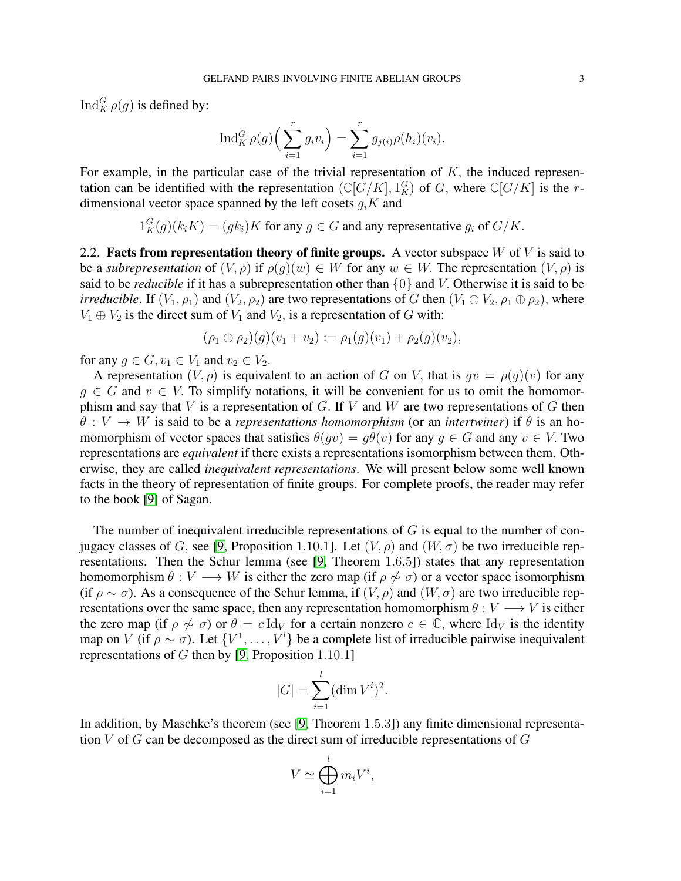$\operatorname{Ind}_K^G \rho(g)$ is defined by:

$$\operatorname{Ind}_K^G \rho(g)\Big(\sum_{i=1}^{r} g_i v_i\Big) = \sum_{i=1}^{r} g_{j(i)} \rho(h_i)(v_i).$$

For example, in the particular case of the trivial representation of $K$, the induced representation can be identified with the representation $(\mathbb{C}[G/K], 1_K^G)$ of $G$, where $\mathbb{C}[G/K]$ is the $r$-dimensional vector space spanned by the left cosets $g_i K$ and

$$1_K^G(g)(k_i K) = (gk_i)K \text{ for any } g \in G \text{ and any representative } g_i \text{ of } G/K.$$

2.2. **Facts from representation theory of finite groups.** A vector subspace $W$ of $V$ is said to be a *subrepresentation* of $(V, \rho)$ if $\rho(g)(w) \in W$ for any $w \in W$. The representation $(V, \rho)$ is said to be *reducible* if it has a subrepresentation other than $\{0\}$ and $V$. Otherwise it is said to be *irreducible*. If $(V_1, \rho_1)$ and $(V_2, \rho_2)$ are two representations of $G$ then $(V_1 \oplus V_2, \rho_1 \oplus \rho_2)$, where $V_1 \oplus V_2$ is the direct sum of $V_1$ and $V_2$, is a representation of $G$ with:

$$(\rho_1 \oplus \rho_2)(g)(v_1 + v_2) := \rho_1(g)(v_1) + \rho_2(g)(v_2),$$

for any $g \in G, v_1 \in V_1$ and $v_2 \in V_2$.

A representation $(V, \rho)$ is equivalent to an action of $G$ on $V$, that is $gv = \rho(g)(v)$ for any $g \in G$ and $v \in V$. To simplify notations, it will be convenient for us to omit the homomorphism and say that $V$ is a representation of $G$. If $V$ and $W$ are two representations of $G$ then $\theta : V \to W$ is said to be a *representations homomorphism* (or an *intertwiner*) if $\theta$ is an homomorphism of vector spaces that satisfies $\theta(gv) = g\theta(v)$ for any $g \in G$ and any $v \in V$. Two representations are *equivalent* if there exists a representations isomorphism between them. Otherwise, they are called *inequivalent representations*. We will present below some well known facts in the theory of representation of finite groups. For complete proofs, the reader may refer to the book [9] of Sagan.

The number of inequivalent irreducible representations of $G$ is equal to the number of conjugacy classes of $G$, see [9, Proposition 1.10.1]. Let $(V, \rho)$ and $(W, \sigma)$ be two irreducible representations. Then the Schur lemma (see [9, Theorem 1.6.5]) states that any representation homomorphism $\theta : V \longrightarrow W$ is either the zero map (if $\rho \not\sim \sigma$) or a vector space isomorphism (if $\rho \sim \sigma$). As a consequence of the Schur lemma, if $(V, \rho)$ and $(W, \sigma)$ are two irreducible representations over the same space, then any representation homomorphism $\theta : V \longrightarrow V$ is either the zero map (if $\rho \not\sim \sigma$) or $\theta = c \operatorname{Id}_V$ for a certain nonzero $c \in \mathbb{C}$, where $\operatorname{Id}_V$ is the identity map on $V$ (if $\rho \sim \sigma$). Let $\{V^1, \ldots, V^l\}$ be a complete list of irreducible pairwise inequivalent representations of $G$ then by [9, Proposition 1.10.1]

$$|G| = \sum_{i=1}^{l} (\dim V^i)^2.$$

In addition, by Maschke's theorem (see [9, Theorem 1.5.3]) any finite dimensional representation $V$ of $G$ can be decomposed as the direct sum of irreducible representations of $G$

$$V \simeq \bigoplus_{i=1}^{l} m_i V^i,$$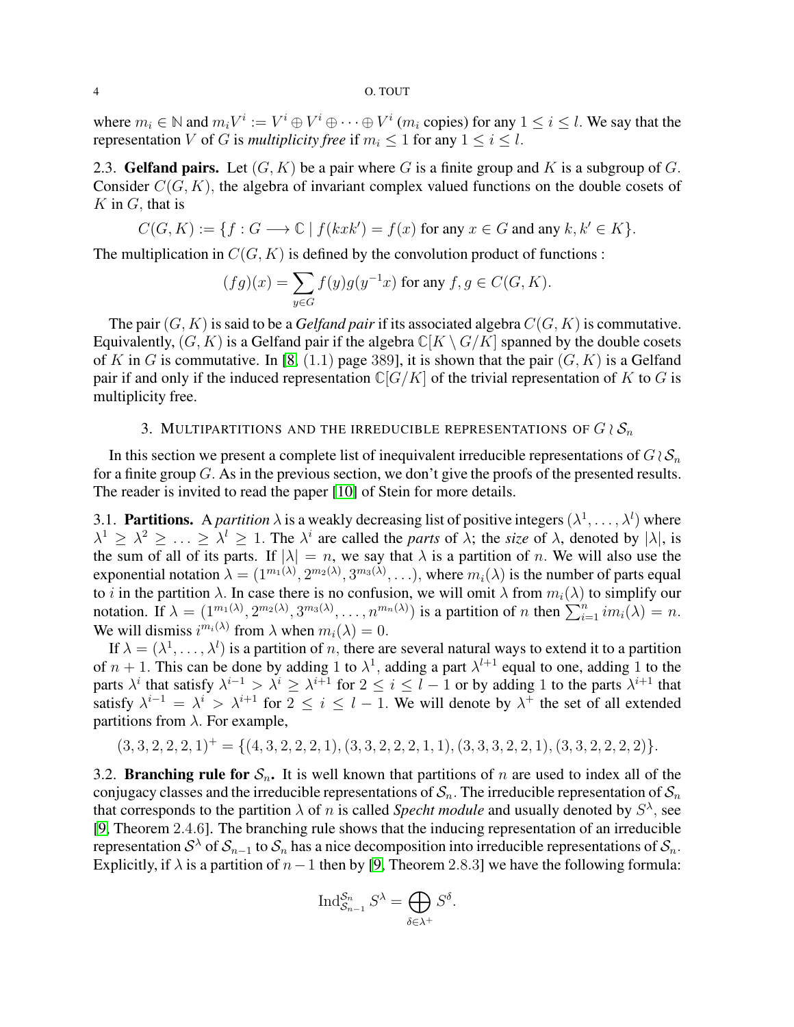where $m_i \in \mathbb{N}$ and $m_i V^i := V^i \oplus V^i \oplus \cdots \oplus V^i$ ($m_i$ copies) for any $1 \leq i \leq l$. We say that the representation $V$ of $G$ is *multiplicity free* if $m_i \leq 1$ for any $1 \leq i \leq l$.

### 2.3. Gelfand pairs.

Let $(G, K)$ be a pair where $G$ is a finite group and $K$ is a subgroup of $G$. Consider $C(G, K)$, the algebra of invariant complex valued functions on the double cosets of $K$ in $G$, that is

$$C(G, K) := \{f : G \longrightarrow \mathbb{C} \mid f(kxk') = f(x) \text{ for any } x \in G \text{ and any } k, k' \in K\}.$$

The multiplication in $C(G, K)$ is defined by the convolution product of functions :

$$(fg)(x) = \sum_{y \in G} f(y) g(y^{-1}x) \text{ for any } f, g \in C(G, K).$$

The pair $(G, K)$ is said to be a *Gelfand pair* if its associated algebra $C(G, K)$ is commutative. Equivalently, $(G, K)$ is a Gelfand pair if the algebra $\mathbb{C}[K \setminus G/K]$ spanned by the double cosets of $K$ in $G$ is commutative. In [8, (1.1) page 389], it is shown that the pair $(G, K)$ is a Gelfand pair if and only if the induced representation $\mathbb{C}[G/K]$ of the trivial representation of $K$ to $G$ is multiplicity free.

## 3. Multipartitions and the irreducible representations of $G \wr \mathcal{S}_n$

In this section we present a complete list of inequivalent irreducible representations of $G \wr \mathcal{S}_n$ for a finite group $G$. As in the previous section, we don't give the proofs of the presented results. The reader is invited to read the paper [10] of Stein for more details.

### 3.1. Partitions.

A *partition* $\lambda$ is a weakly decreasing list of positive integers $(\lambda^1, \ldots, \lambda^l)$ where $\lambda^1 \geq \lambda^2 \geq \ldots \geq \lambda^l \geq 1$. The $\lambda^i$ are called the *parts* of $\lambda$; the *size* of $\lambda$, denoted by $|\lambda|$, is the sum of all of its parts. If $|\lambda| = n$, we say that $\lambda$ is a partition of $n$. We will also use the exponential notation $\lambda = (1^{m_1(\lambda)}, 2^{m_2(\lambda)}, 3^{m_3(\lambda)}, \ldots)$, where $m_i(\lambda)$ is the number of parts equal to $i$ in the partition $\lambda$. In case there is no confusion, we will omit $\lambda$ from $m_i(\lambda)$ to simplify our notation. If $\lambda = (1^{m_1(\lambda)}, 2^{m_2(\lambda)}, 3^{m_3(\lambda)}, \ldots, n^{m_n(\lambda)})$ is a partition of $n$ then $\sum_{i=1}^{n} i m_i(\lambda) = n$. We will dismiss $i^{m_i(\lambda)}$ from $\lambda$ when $m_i(\lambda) = 0$.

If $\lambda = (\lambda^1, \ldots, \lambda^l)$ is a partition of $n$, there are several natural ways to extend it to a partition of $n+1$. This can be done by adding $1$ to $\lambda^1$, adding a part $\lambda^{l+1}$ equal to one, adding $1$ to the parts $\lambda^i$ that satisfy $\lambda^{i-1} > \lambda^i \geq \lambda^{i+1}$ for $2 \leq i \leq l-1$ or by adding $1$ to the parts $\lambda^{i+1}$ that satisfy $\lambda^{i-1} = \lambda^i > \lambda^{i+1}$ for $2 \leq i \leq l-1$. We will denote by $\lambda^+$ the set of all extended partitions from $\lambda$. For example,

$$(3, 3, 2, 2, 2, 1)^+ = \{(4, 3, 2, 2, 2, 1), (3, 3, 2, 2, 2, 1, 1), (3, 3, 3, 2, 2, 1), (3, 3, 2, 2, 2, 2)\}.$$

### 3.2. Branching rule for $\mathcal{S}_n$.

It is well known that partitions of $n$ are used to index all of the conjugacy classes and the irreducible representations of $\mathcal{S}_n$. The irreducible representation of $\mathcal{S}_n$ that corresponds to the partition $\lambda$ of $n$ is called *Specht module* and usually denoted by $S^\lambda$, see [9, Theorem 2.4.6]. The branching rule shows that the inducing representation of an irreducible representation $\mathcal{S}^\lambda$ of $\mathcal{S}_{n-1}$ to $\mathcal{S}_n$ has a nice decomposition into irreducible representations of $\mathcal{S}_n$. Explicitly, if $\lambda$ is a partition of $n-1$ then by [9, Theorem 2.8.3] we have the following formula:

$$\mathrm{Ind}_{\mathcal{S}_{n-1}}^{\mathcal{S}_n} S^\lambda = \bigoplus_{\delta \in \lambda^+} S^\delta.$$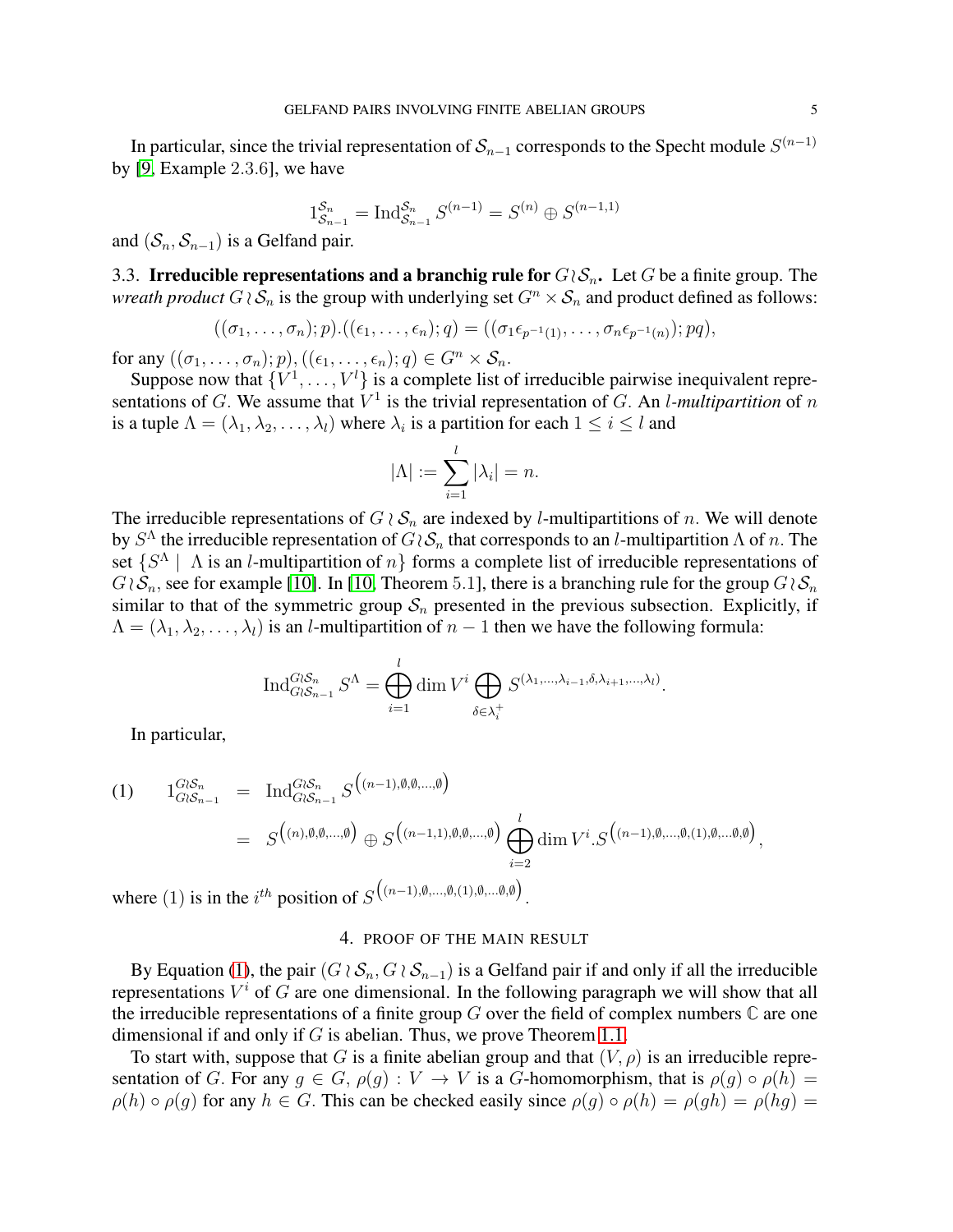In particular, since the trivial representation of $\mathcal{S}_{n-1}$ corresponds to the Specht module $S^{(n-1)}$ by [9, Example 2.3.6], we have

$$1_{\mathcal{S}_{n-1}}^{\mathcal{S}_n} = \operatorname{Ind}_{\mathcal{S}_{n-1}}^{\mathcal{S}_n} S^{(n-1)} = S^{(n)} \oplus S^{(n-1,1)}$$

and $(\mathcal{S}_n, \mathcal{S}_{n-1})$ is a Gelfand pair.

### 3.3. Irreducible representations and a branchig rule for $G \wr \mathcal{S}_n$.

Let $G$ be a finite group. The *wreath product* $G \wr \mathcal{S}_n$ is the group with underlying set $G^n \times \mathcal{S}_n$ and product defined as follows:

$$((\sigma_1, \ldots, \sigma_n); p).((\epsilon_1, \ldots, \epsilon_n); q) = ((\sigma_1 \epsilon_{p^{-1}(1)}, \ldots, \sigma_n \epsilon_{p^{-1}(n)}); pq),$$

for any $((\sigma_1, \ldots, \sigma_n); p), ((\epsilon_1, \ldots, \epsilon_n); q) \in G^n \times \mathcal{S}_n$.

Suppose now that $\{V^1, \ldots, V^l\}$ is a complete list of irreducible pairwise inequivalent representations of $G$. We assume that $V^1$ is the trivial representation of $G$. An *$l$-multipartition* of $n$ is a tuple $\Lambda = (\lambda_1, \lambda_2, \ldots, \lambda_l)$ where $\lambda_i$ is a partition for each $1 \leq i \leq l$ and

$$|\Lambda| := \sum_{i=1}^{l} |\lambda_i| = n.$$

The irreducible representations of $G \wr \mathcal{S}_n$ are indexed by $l$-multipartitions of $n$. We will denote by $S^\Lambda$ the irreducible representation of $G \wr \mathcal{S}_n$ that corresponds to an $l$-multipartition $\Lambda$ of $n$. The set $\{S^\Lambda \mid \Lambda \text{ is an } l\text{-multipartition of } n\}$ forms a complete list of irreducible representations of $G \wr \mathcal{S}_n$, see for example [10]. In [10, Theorem 5.1], there is a branching rule for the group $G \wr \mathcal{S}_n$ similar to that of the symmetric group $\mathcal{S}_n$ presented in the previous subsection. Explicitly, if $\Lambda = (\lambda_1, \lambda_2, \ldots, \lambda_l)$ is an $l$-multipartition of $n-1$ then we have the following formula:

$$\operatorname{Ind}_{G \wr \mathcal{S}_{n-1}}^{G \wr \mathcal{S}_n} S^\Lambda = \bigoplus_{i=1}^{l} \dim V^i \bigoplus_{\delta \in \lambda_i^+} S^{(\lambda_1, \ldots, \lambda_{i-1}, \delta, \lambda_{i+1}, \ldots, \lambda_l)}.$$

In particular,

$$\begin{aligned} (1) \qquad 1_{G \wr \mathcal{S}_{n-1}}^{G \wr \mathcal{S}_n} &= \operatorname{Ind}_{G \wr \mathcal{S}_{n-1}}^{G \wr \mathcal{S}_n} S^{\left((n-1), \emptyset, \emptyset, \ldots, \emptyset\right)} \\ &= S^{\left((n), \emptyset, \emptyset, \ldots, \emptyset\right)} \oplus S^{\left((n-1,1), \emptyset, \emptyset, \ldots, \emptyset\right)} \bigoplus_{i=2}^{l} \dim V^i . S^{\left((n-1), \emptyset, \ldots, \emptyset, (1), \emptyset, \ldots \emptyset, \emptyset\right)}, \end{aligned}$$

where $(1)$ is in the $i^{th}$ position of $S^{\left((n-1), \emptyset, \ldots, \emptyset, (1), \emptyset, \ldots \emptyset, \emptyset\right)}$.

## 4. Proof of the main result

By Equation (1), the pair $(G \wr \mathcal{S}_n, G \wr \mathcal{S}_{n-1})$ is a Gelfand pair if and only if all the irreducible representations $V^i$ of $G$ are one dimensional. In the following paragraph we will show that all the irreducible representations of a finite group $G$ over the field of complex numbers $\mathbb{C}$ are one dimensional if and only if $G$ is abelian. Thus, we prove Theorem 1.1.

To start with, suppose that $G$ is a finite abelian group and that $(V, \rho)$ is an irreducible representation of $G$. For any $g \in G$, $\rho(g) : V \to V$ is a $G$-homomorphism, that is $\rho(g) \circ \rho(h) = \rho(h) \circ \rho(g)$ for any $h \in G$. This can be checked easily since $\rho(g) \circ \rho(h) = \rho(gh) = \rho(hg) =$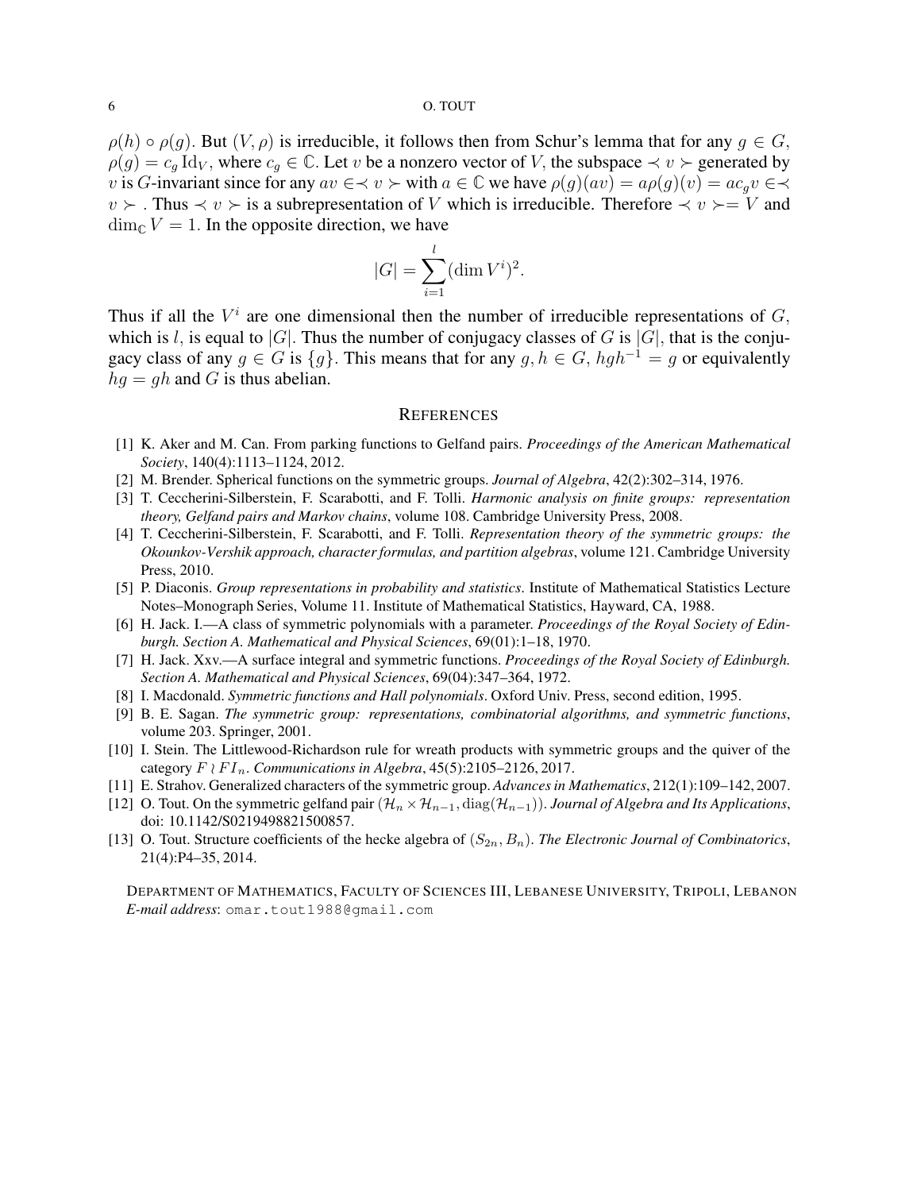$\rho(h) \circ \rho(g)$. But $(V, \rho)$ is irreducible, it follows then from Schur's lemma that for any $g \in G$, $\rho(g) = c_g \operatorname{Id}_V$, where $c_g \in \mathbb{C}$. Let $v$ be a nonzero vector of $V$, the subspace $\prec v \succ$ generated by $v$ is $G$-invariant since for any $av \in \prec v \succ$ with $a \in \mathbb{C}$ we have $\rho(g)(av) = a\rho(g)(v) = ac_g v \in \prec v \succ$ . Thus $\prec v \succ$ is a subrepresentation of $V$ which is irreducible. Therefore $\prec v \succ = V$ and $\dim_{\mathbb{C}} V = 1$. In the opposite direction, we have

$$|G| = \sum_{i=1}^{l} (\dim V^i)^2.$$

Thus if all the $V^i$ are one dimensional then the number of irreducible representations of $G$, which is $l$, is equal to $|G|$. Thus the number of conjugacy classes of $G$ is $|G|$, that is the conjugacy class of any $g \in G$ is $\{g\}$. This means that for any $g, h \in G$, $hgh^{-1} = g$ or equivalently $hg = gh$ and $G$ is thus abelian.

## References

[1] K. Aker and M. Can. From parking functions to Gelfand pairs. *Proceedings of the American Mathematical Society*, 140(4):1113–1124, 2012.

[2] M. Brender. Spherical functions on the symmetric groups. *Journal of Algebra*, 42(2):302–314, 1976.

[3] T. Ceccherini-Silberstein, F. Scarabotti, and F. Tolli. *Harmonic analysis on finite groups: representation theory, Gelfand pairs and Markov chains*, volume 108. Cambridge University Press, 2008.

[4] T. Ceccherini-Silberstein, F. Scarabotti, and F. Tolli. *Representation theory of the symmetric groups: the Okounkov-Vershik approach, character formulas, and partition algebras*, volume 121. Cambridge University Press, 2010.

[5] P. Diaconis. *Group representations in probability and statistics*. Institute of Mathematical Statistics Lecture Notes–Monograph Series, Volume 11. Institute of Mathematical Statistics, Hayward, CA, 1988.

[6] H. Jack. I.—A class of symmetric polynomials with a parameter. *Proceedings of the Royal Society of Edinburgh. Section A. Mathematical and Physical Sciences*, 69(01):1–18, 1970.

[7] H. Jack. Xxv.—A surface integral and symmetric functions. *Proceedings of the Royal Society of Edinburgh. Section A. Mathematical and Physical Sciences*, 69(04):347–364, 1972.

[8] I. Macdonald. *Symmetric functions and Hall polynomials*. Oxford Univ. Press, second edition, 1995.

[9] B. E. Sagan. *The symmetric group: representations, combinatorial algorithms, and symmetric functions*, volume 203. Springer, 2001.

[10] I. Stein. The Littlewood-Richardson rule for wreath products with symmetric groups and the quiver of the category $F \wr FI_n$. *Communications in Algebra*, 45(5):2105–2126, 2017.

[11] E. Strahov. Generalized characters of the symmetric group. *Advances in Mathematics*, 212(1):109–142, 2007.

[12] O. Tout. On the symmetric gelfand pair $(\mathcal{H}_n \times \mathcal{H}_{n-1}, \operatorname{diag}(\mathcal{H}_{n-1}))$. *Journal of Algebra and Its Applications*, doi: 10.1142/S0219498821500857.

[13] O. Tout. Structure coefficients of the hecke algebra of $(S_{2n}, B_n)$. *The Electronic Journal of Combinatorics*, 21(4):P4–35, 2014.

Department of Mathematics, Faculty of Sciences III, Lebanese University, Tripoli, Lebanon
*E-mail address*: omar.tout1988@gmail.com